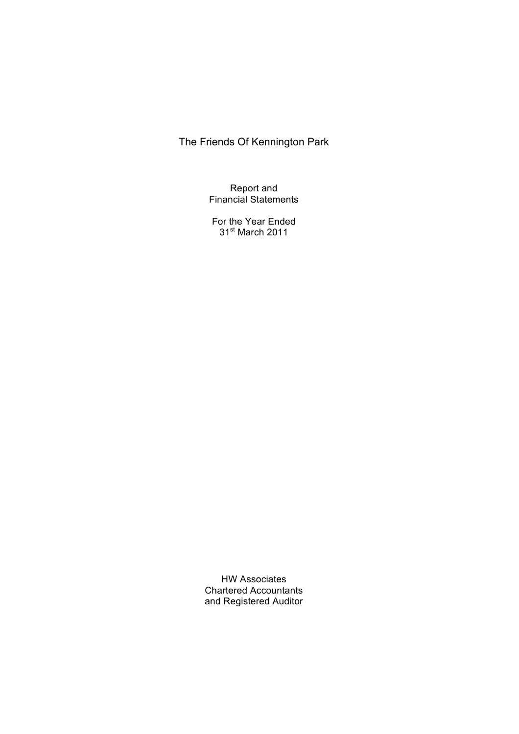# The Friends Of Kennington Park

Report and
Financial Statements

For the Year Ended
31st March 2011

HW Associates
Chartered Accountants
and Registered Auditor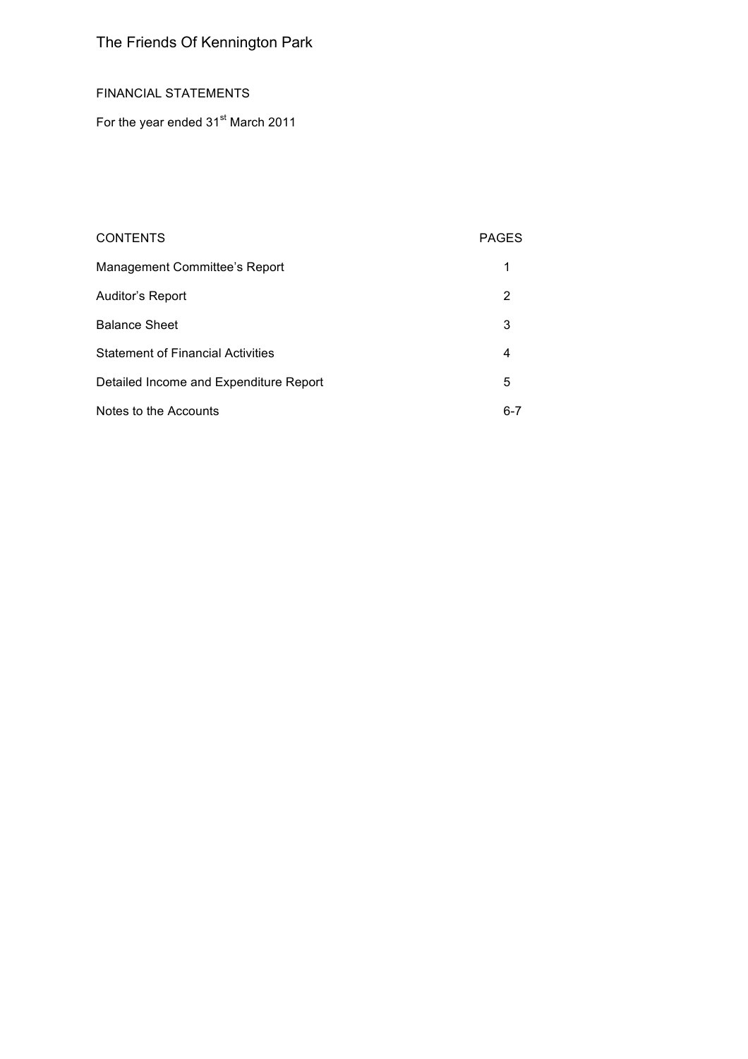# The Friends Of Kennington Park

FINANCIAL STATEMENTS

For the year ended 31st March 2011

| CONTENTS | PAGES |
|---|---|
| Management Committee's Report | 1 |
| Auditor's Report | 2 |
| Balance Sheet | 3 |
| Statement of Financial Activities | 4 |
| Detailed Income and Expenditure Report | 5 |
| Notes to the Accounts | 6-7 |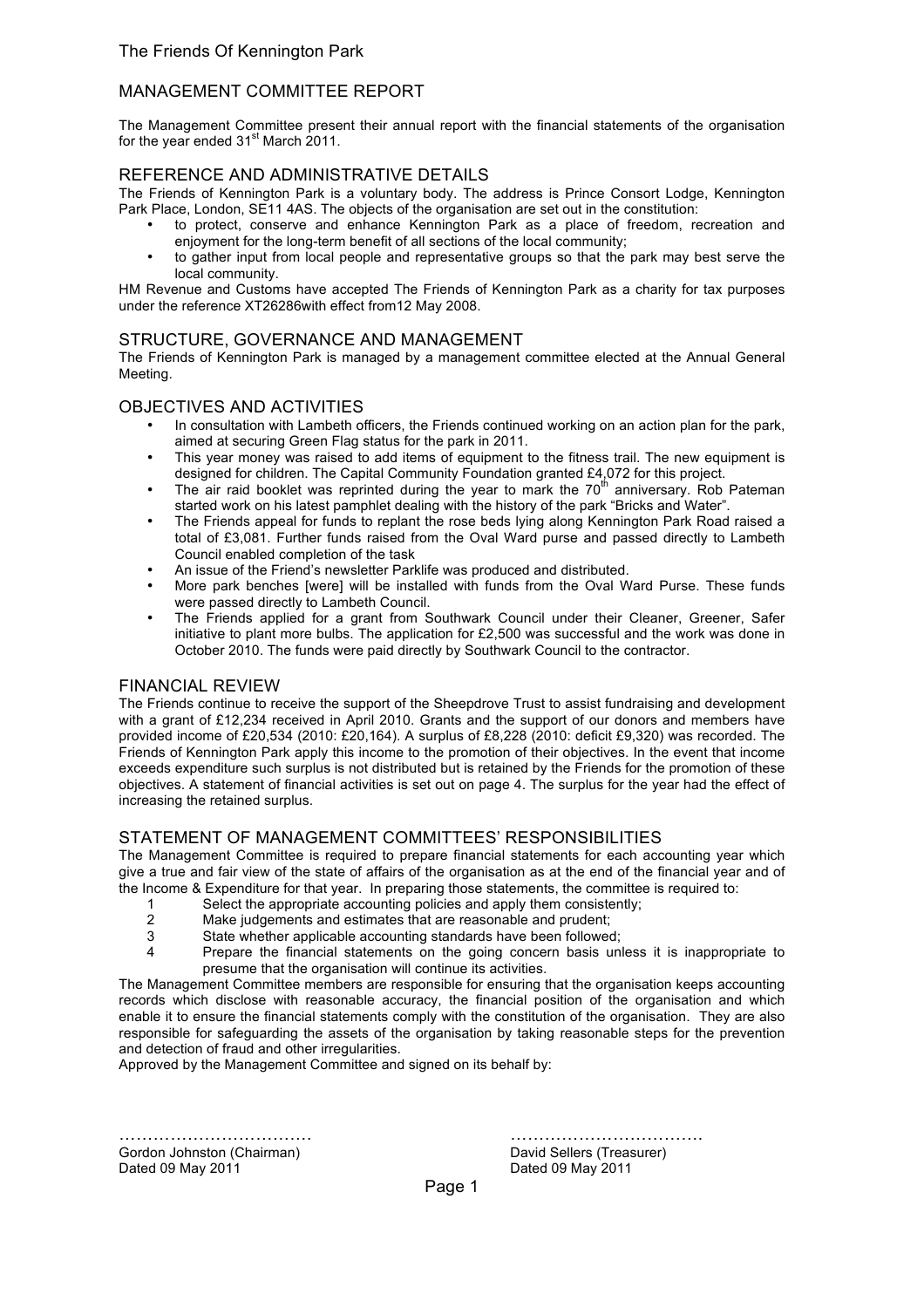The Friends Of Kennington Park

# MANAGEMENT COMMITTEE REPORT

The Management Committee present their annual report with the financial statements of the organisation for the year ended 31st March 2011.

## REFERENCE AND ADMINISTRATIVE DETAILS

The Friends of Kennington Park is a voluntary body. The address is Prince Consort Lodge, Kennington Park Place, London, SE11 4AS. The objects of the organisation are set out in the constitution:

- to protect, conserve and enhance Kennington Park as a place of freedom, recreation and enjoyment for the long-term benefit of all sections of the local community;
- to gather input from local people and representative groups so that the park may best serve the local community.

HM Revenue and Customs have accepted The Friends of Kennington Park as a charity for tax purposes under the reference XT26286with effect from12 May 2008.

## STRUCTURE, GOVERNANCE AND MANAGEMENT

The Friends of Kennington Park is managed by a management committee elected at the Annual General Meeting.

## OBJECTIVES AND ACTIVITIES

- In consultation with Lambeth officers, the Friends continued working on an action plan for the park, aimed at securing Green Flag status for the park in 2011.
- This year money was raised to add items of equipment to the fitness trail. The new equipment is designed for children. The Capital Community Foundation granted £4,072 for this project.
- The air raid booklet was reprinted during the year to mark the 70th anniversary. Rob Pateman started work on his latest pamphlet dealing with the history of the park "Bricks and Water".
- The Friends appeal for funds to replant the rose beds lying along Kennington Park Road raised a total of £3,081. Further funds raised from the Oval Ward purse and passed directly to Lambeth Council enabled completion of the task
- An issue of the Friend's newsletter Parklife was produced and distributed.
- More park benches [were] will be installed with funds from the Oval Ward Purse. These funds were passed directly to Lambeth Council.
- The Friends applied for a grant from Southwark Council under their Cleaner, Greener, Safer initiative to plant more bulbs. The application for £2,500 was successful and the work was done in October 2010. The funds were paid directly by Southwark Council to the contractor.

## FINANCIAL REVIEW

The Friends continue to receive the support of the Sheepdrove Trust to assist fundraising and development with a grant of £12,234 received in April 2010. Grants and the support of our donors and members have provided income of £20,534 (2010: £20,164). A surplus of £8,228 (2010: deficit £9,320) was recorded. The Friends of Kennington Park apply this income to the promotion of their objectives. In the event that income exceeds expenditure such surplus is not distributed but is retained by the Friends for the promotion of these objectives. A statement of financial activities is set out on page 4. The surplus for the year had the effect of increasing the retained surplus.

## STATEMENT OF MANAGEMENT COMMITTEES' RESPONSIBILITIES

The Management Committee is required to prepare financial statements for each accounting year which give a true and fair view of the state of affairs of the organisation as at the end of the financial year and of the Income & Expenditure for that year. In preparing those statements, the committee is required to:

1. Select the appropriate accounting policies and apply them consistently;
2. Make judgements and estimates that are reasonable and prudent;
3. State whether applicable accounting standards have been followed;
4. Prepare the financial statements on the going concern basis unless it is inappropriate to presume that the organisation will continue its activities.

The Management Committee members are responsible for ensuring that the organisation keeps accounting records which disclose with reasonable accuracy, the financial position of the organisation and which enable it to ensure the financial statements comply with the constitution of the organisation. They are also responsible for safeguarding the assets of the organisation by taking reasonable steps for the prevention and detection of fraud and other irregularities.

Approved by the Management Committee and signed on its behalf by:

| …………………………… | …………………………… |
|---|---|
| Gordon Johnston (Chairman) | David Sellers (Treasurer) |
| Dated 09 May 2011 | Dated 09 May 2011 |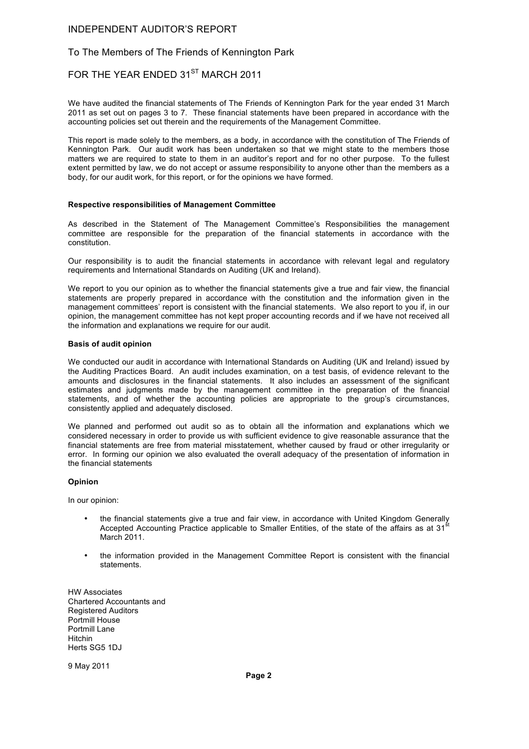# INDEPENDENT AUDITOR'S REPORT

## To The Members of The Friends of Kennington Park

## FOR THE YEAR ENDED 31ST MARCH 2011

We have audited the financial statements of The Friends of Kennington Park for the year ended 31 March 2011 as set out on pages 3 to 7. These financial statements have been prepared in accordance with the accounting policies set out therein and the requirements of the Management Committee.

This report is made solely to the members, as a body, in accordance with the constitution of The Friends of Kennington Park. Our audit work has been undertaken so that we might state to the members those matters we are required to state to them in an auditor's report and for no other purpose. To the fullest extent permitted by law, we do not accept or assume responsibility to anyone other than the members as a body, for our audit work, for this report, or for the opinions we have formed.

**Respective responsibilities of Management Committee**

As described in the Statement of The Management Committee's Responsibilities the management committee are responsible for the preparation of the financial statements in accordance with the constitution.

Our responsibility is to audit the financial statements in accordance with relevant legal and regulatory requirements and International Standards on Auditing (UK and Ireland).

We report to you our opinion as to whether the financial statements give a true and fair view, the financial statements are properly prepared in accordance with the constitution and the information given in the management committees' report is consistent with the financial statements. We also report to you if, in our opinion, the management committee has not kept proper accounting records and if we have not received all the information and explanations we require for our audit.

**Basis of audit opinion**

We conducted our audit in accordance with International Standards on Auditing (UK and Ireland) issued by the Auditing Practices Board. An audit includes examination, on a test basis, of evidence relevant to the amounts and disclosures in the financial statements. It also includes an assessment of the significant estimates and judgments made by the management committee in the preparation of the financial statements, and of whether the accounting policies are appropriate to the group's circumstances, consistently applied and adequately disclosed.

We planned and performed out audit so as to obtain all the information and explanations which we considered necessary in order to provide us with sufficient evidence to give reasonable assurance that the financial statements are free from material misstatement, whether caused by fraud or other irregularity or error. In forming our opinion we also evaluated the overall adequacy of the presentation of information in the financial statements

**Opinion**

In our opinion:

- the financial statements give a true and fair view, in accordance with United Kingdom Generally Accepted Accounting Practice applicable to Smaller Entities, of the state of the affairs as at 31st March 2011.

- the information provided in the Management Committee Report is consistent with the financial statements.

HW Associates
Chartered Accountants and
Registered Auditors
Portmill House
Portmill Lane
Hitchin
Herts SG5 1DJ

9 May 2011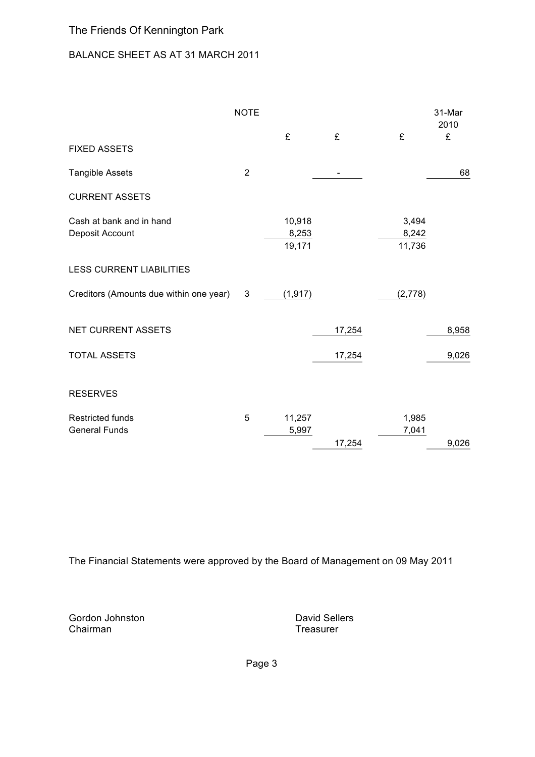The Friends Of Kennington Park

BALANCE SHEET AS AT 31 MARCH 2011

| | NOTE | | | | 31-Mar 2010 |
|---|---|---|---|---|---|
| | | £ | £ | £ | £ |
| FIXED ASSETS | | | | | |
| Tangible Assets | 2 | | - | | 68 |
| CURRENT ASSETS | | | | | |
| Cash at bank and in hand | | 10,918 | | 3,494 | |
| Deposit Account | | 8,253 | | 8,242 | |
| | | 19,171 | | 11,736 | |
| LESS CURRENT LIABILITIES | | | | | |
| Creditors (Amounts due within one year) | 3 | (1,917) | | (2,778) | |
| NET CURRENT ASSETS | | | 17,254 | | 8,958 |
| TOTAL ASSETS | | | 17,254 | | 9,026 |
| RESERVES | | | | | |
| Restricted funds | 5 | 11,257 | | 1,985 | |
| General Funds | | 5,997 | | 7,041 | |
| | | | 17,254 | | 9,026 |

The Financial Statements were approved by the Board of Management on 09 May 2011

Gordon Johnston
Chairman

David Sellers
Treasurer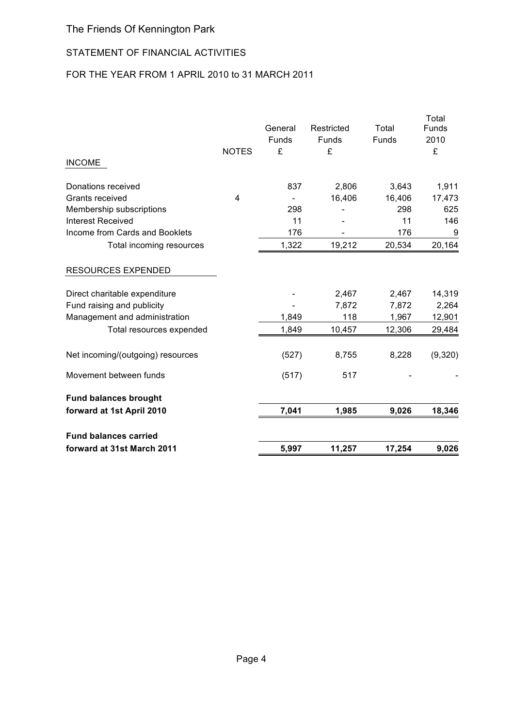# The Friends Of Kennington Park

## STATEMENT OF FINANCIAL ACTIVITIES

### FOR THE YEAR FROM 1 APRIL 2010 to 31 MARCH 2011

| | NOTES | General Funds £ | Restricted Funds £ | Total Funds | Total Funds 2010 £ |
|---|---|---|---|---|---|
| INCOME | | | | | |
| Donations received | | 837 | 2,806 | 3,643 | 1,911 |
| Grants received | 4 | - | 16,406 | 16,406 | 17,473 |
| Membership subscriptions | | 298 | - | 298 | 625 |
| Interest Received | | 11 | - | 11 | 146 |
| Income from Cards and Booklets | | 176 | - | 176 | 9 |
| Total incoming resources | | 1,322 | 19,212 | 20,534 | 20,164 |
| RESOURCES EXPENDED | | | | | |
| Direct charitable expenditure | | - | 2,467 | 2,467 | 14,319 |
| Fund raising and publicity | | - | 7,872 | 7,872 | 2,264 |
| Management and administration | | 1,849 | 118 | 1,967 | 12,901 |
| Total resources expended | | 1,849 | 10,457 | 12,306 | 29,484 |
| Net incoming/(outgoing) resources | | (527) | 8,755 | 8,228 | (9,320) |
| Movement between funds | | (517) | 517 | - | - |
| **Fund balances brought forward at 1st April 2010** | | **7,041** | **1,985** | **9,026** | **18,346** |
| **Fund balances carried forward at 31st March 2011** | | **5,997** | **11,257** | **17,254** | **9,026** |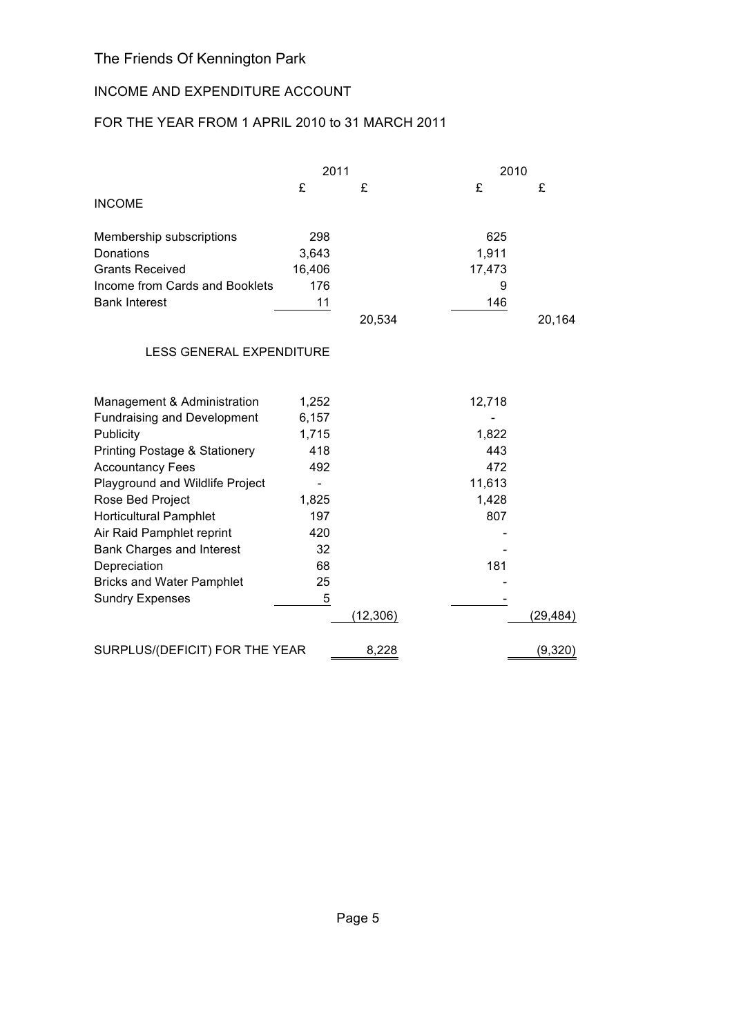# The Friends Of Kennington Park

## INCOME AND EXPENDITURE ACCOUNT

## FOR THE YEAR FROM 1 APRIL 2010 to 31 MARCH 2011

| | 2011 | | 2010 | |
|---|---|---|---|---|
| | £ | £ | £ | £ |
| **INCOME** | | | | |
| Membership subscriptions | 298 | | 625 | |
| Donations | 3,643 | | 1,911 | |
| Grants Received | 16,406 | | 17,473 | |
| Income from Cards and Booklets | 176 | | 9 | |
| Bank Interest | 11 | | 146 | |
| | | 20,534 | | 20,164 |
| **LESS GENERAL EXPENDITURE** | | | | |
| Management & Administration | 1,252 | | 12,718 | |
| Fundraising and Development | 6,157 | | - | |
| Publicity | 1,715 | | 1,822 | |
| Printing Postage & Stationery | 418 | | 443 | |
| Accountancy Fees | 492 | | 472 | |
| Playground and Wildlife Project | - | | 11,613 | |
| Rose Bed Project | 1,825 | | 1,428 | |
| Horticultural Pamphlet | 197 | | 807 | |
| Air Raid Pamphlet reprint | 420 | | - | |
| Bank Charges and Interest | 32 | | - | |
| Depreciation | 68 | | 181 | |
| Bricks and Water Pamphlet | 25 | | - | |
| Sundry Expenses | 5 | | - | |
| | | (12,306) | | (29,484) |
| SURPLUS/(DEFICIT) FOR THE YEAR | | 8,228 | | (9,320) |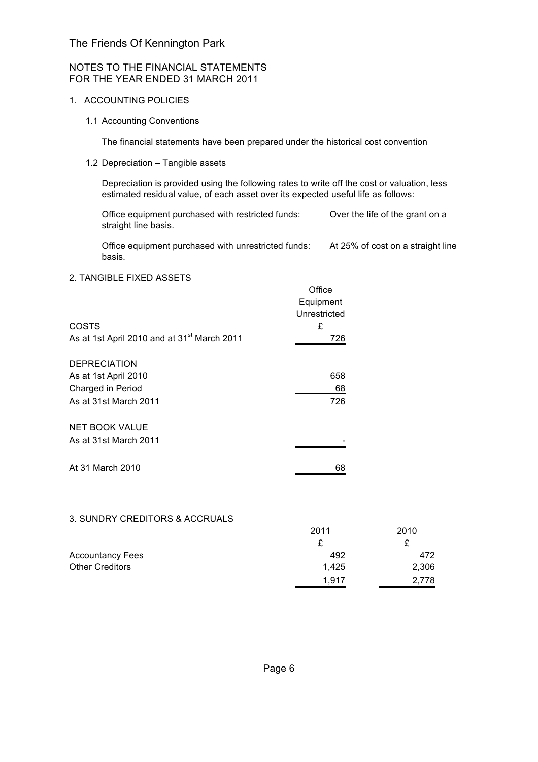# The Friends Of Kennington Park

## NOTES TO THE FINANCIAL STATEMENTS
## FOR THE YEAR ENDED 31 MARCH 2011

### 1. ACCOUNTING POLICIES

#### 1.1 Accounting Conventions

The financial statements have been prepared under the historical cost convention

#### 1.2 Depreciation – Tangible assets

Depreciation is provided using the following rates to write off the cost or valuation, less estimated residual value, of each asset over its expected useful life as follows:

Office equipment purchased with restricted funds: Over the life of the grant on a straight line basis.

Office equipment purchased with unrestricted funds: At 25% of cost on a straight line basis.

### 2. TANGIBLE FIXED ASSETS

| | Office Equipment Unrestricted |
|---|---|
| COSTS | £ |
| As at 1st April 2010 and at 31st March 2011 | 726 |
| | |
| DEPRECIATION | |
| As at 1st April 2010 | 658 |
| Charged in Period | 68 |
| As at 31st March 2011 | 726 |
| | |
| NET BOOK VALUE | |
| As at 31st March 2011 | - |
| | |
| At 31 March 2010 | 68 |

### 3. SUNDRY CREDITORS & ACCRUALS

| | 2011 | 2010 |
|---|---|---|
| | £ | £ |
| Accountancy Fees | 492 | 472 |
| Other Creditors | 1,425 | 2,306 |
| | 1,917 | 2,778 |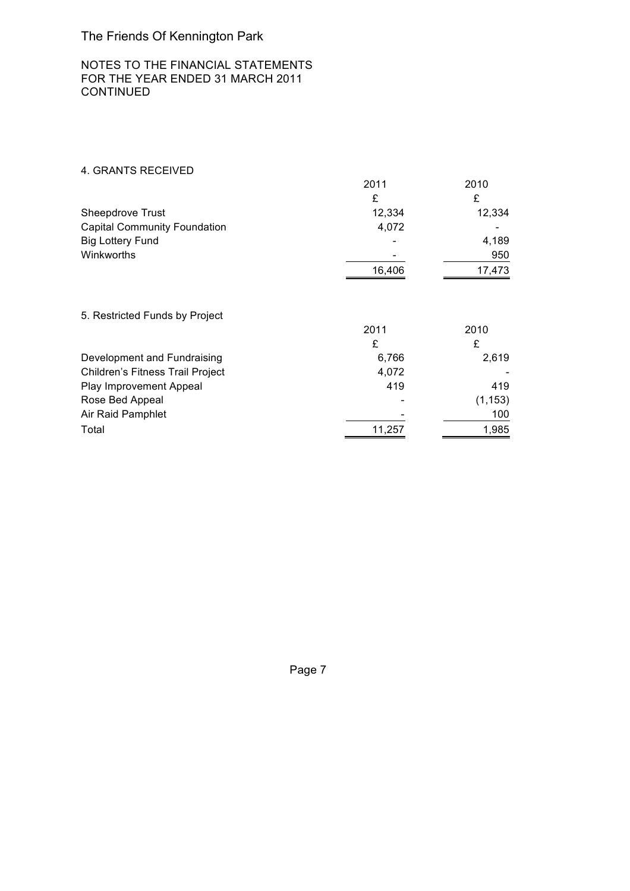# The Friends Of Kennington Park

NOTES TO THE FINANCIAL STATEMENTS
FOR THE YEAR ENDED 31 MARCH 2011
CONTINUED

## 4. GRANTS RECEIVED

| | 2011 | 2010 |
|---|---|---|
| | £ | £ |
| Sheepdrove Trust | 12,334 | 12,334 |
| Capital Community Foundation | 4,072 | - |
| Big Lottery Fund | - | 4,189 |
| Winkworths | - | 950 |
| | 16,406 | 17,473 |

## 5. Restricted Funds by Project

| | 2011 | 2010 |
|---|---|---|
| | £ | £ |
| Development and Fundraising | 6,766 | 2,619 |
| Children's Fitness Trail Project | 4,072 | - |
| Play Improvement Appeal | 419 | 419 |
| Rose Bed Appeal | - | (1,153) |
| Air Raid Pamphlet | - | 100 |
| Total | 11,257 | 1,985 |